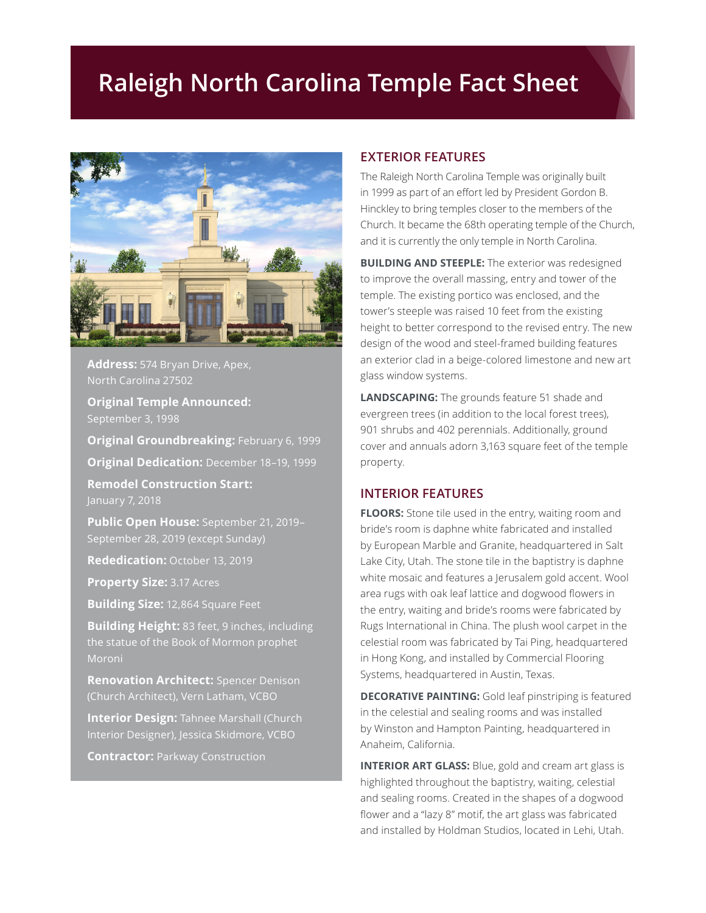# Raleigh North Carolina Temple Fact Sheet

**Address:** 574 Bryan Drive, Apex, North Carolina 27502

**Original Temple Announced:** September 3, 1998

**Original Groundbreaking:** February 6, 1999

**Original Dedication:** December 18–19, 1999

**Remodel Construction Start:** January 7, 2018

**Public Open House:** September 21, 2019–September 28, 2019 (except Sunday)

**Rededication:** October 13, 2019

**Property Size:** 3.17 Acres

**Building Size:** 12,864 Square Feet

**Building Height:** 83 feet, 9 inches, including the statue of the Book of Mormon prophet Moroni

**Renovation Architect:** Spencer Denison (Church Architect), Vern Latham, VCBO

**Interior Design:** Tahnee Marshall (Church Interior Designer), Jessica Skidmore, VCBO

**Contractor:** Parkway Construction

## EXTERIOR FEATURES

The Raleigh North Carolina Temple was originally built in 1999 as part of an effort led by President Gordon B. Hinckley to bring temples closer to the members of the Church. It became the 68th operating temple of the Church, and it is currently the only temple in North Carolina.

**BUILDING AND STEEPLE:** The exterior was redesigned to improve the overall massing, entry and tower of the temple. The existing portico was enclosed, and the tower's steeple was raised 10 feet from the existing height to better correspond to the revised entry. The new design of the wood and steel-framed building features an exterior clad in a beige-colored limestone and new art glass window systems.

**LANDSCAPING:** The grounds feature 51 shade and evergreen trees (in addition to the local forest trees), 901 shrubs and 402 perennials. Additionally, ground cover and annuals adorn 3,163 square feet of the temple property.

## INTERIOR FEATURES

**FLOORS:** Stone tile used in the entry, waiting room and bride's room is daphne white fabricated and installed by European Marble and Granite, headquartered in Salt Lake City, Utah. The stone tile in the baptistry is daphne white mosaic and features a Jerusalem gold accent. Wool area rugs with oak leaf lattice and dogwood flowers in the entry, waiting and bride's rooms were fabricated by Rugs International in China. The plush wool carpet in the celestial room was fabricated by Tai Ping, headquartered in Hong Kong, and installed by Commercial Flooring Systems, headquartered in Austin, Texas.

**DECORATIVE PAINTING:** Gold leaf pinstriping is featured in the celestial and sealing rooms and was installed by Winston and Hampton Painting, headquartered in Anaheim, California.

**INTERIOR ART GLASS:** Blue, gold and cream art glass is highlighted throughout the baptistry, waiting, celestial and sealing rooms. Created in the shapes of a dogwood flower and a "lazy 8" motif, the art glass was fabricated and installed by Holdman Studios, located in Lehi, Utah.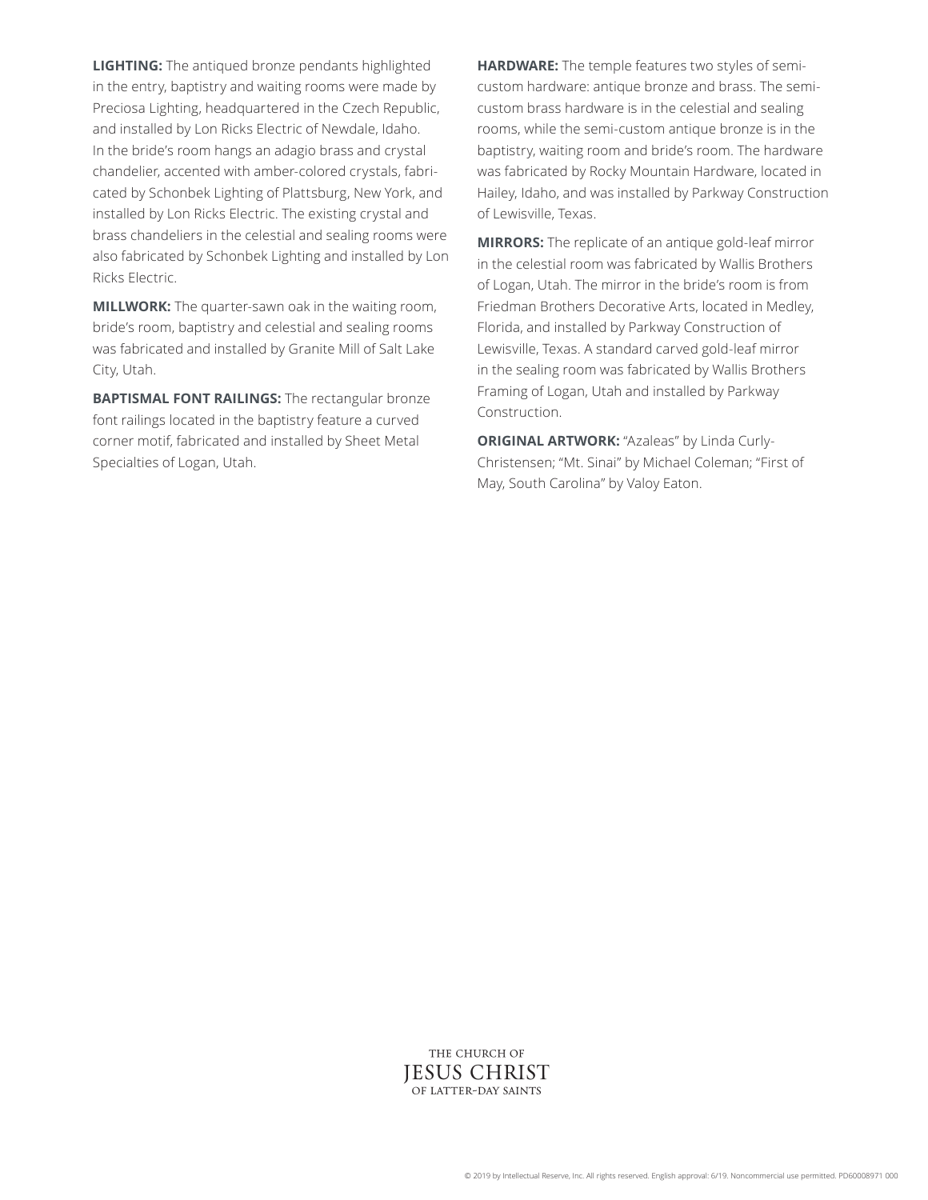**LIGHTING:** The antiqued bronze pendants highlighted in the entry, baptistry and waiting rooms were made by Preciosa Lighting, headquartered in the Czech Republic, and installed by Lon Ricks Electric of Newdale, Idaho. In the bride's room hangs an adagio brass and crystal chandelier, accented with amber-colored crystals, fabricated by Schonbek Lighting of Plattsburg, New York, and installed by Lon Ricks Electric. The existing crystal and brass chandeliers in the celestial and sealing rooms were also fabricated by Schonbek Lighting and installed by Lon Ricks Electric.

**MILLWORK:** The quarter-sawn oak in the waiting room, bride's room, baptistry and celestial and sealing rooms was fabricated and installed by Granite Mill of Salt Lake City, Utah.

**BAPTISMAL FONT RAILINGS:** The rectangular bronze font railings located in the baptistry feature a curved corner motif, fabricated and installed by Sheet Metal Specialties of Logan, Utah.

**HARDWARE:** The temple features two styles of semi-custom hardware: antique bronze and brass. The semi-custom brass hardware is in the celestial and sealing rooms, while the semi-custom antique bronze is in the baptistry, waiting room and bride's room. The hardware was fabricated by Rocky Mountain Hardware, located in Hailey, Idaho, and was installed by Parkway Construction of Lewisville, Texas.

**MIRRORS:** The replicate of an antique gold-leaf mirror in the celestial room was fabricated by Wallis Brothers of Logan, Utah. The mirror in the bride's room is from Friedman Brothers Decorative Arts, located in Medley, Florida, and installed by Parkway Construction of Lewisville, Texas. A standard carved gold-leaf mirror in the sealing room was fabricated by Wallis Brothers Framing of Logan, Utah and installed by Parkway Construction.

**ORIGINAL ARTWORK:** "Azaleas" by Linda Curly-Christensen; "Mt. Sinai" by Michael Coleman; "First of May, South Carolina" by Valoy Eaton.

THE CHURCH OF
JESUS CHRIST
OF LATTER-DAY SAINTS

© 2019 by Intellectual Reserve, Inc. All rights reserved. English approval: 6/19. Noncommercial use permitted. PD60008971 000